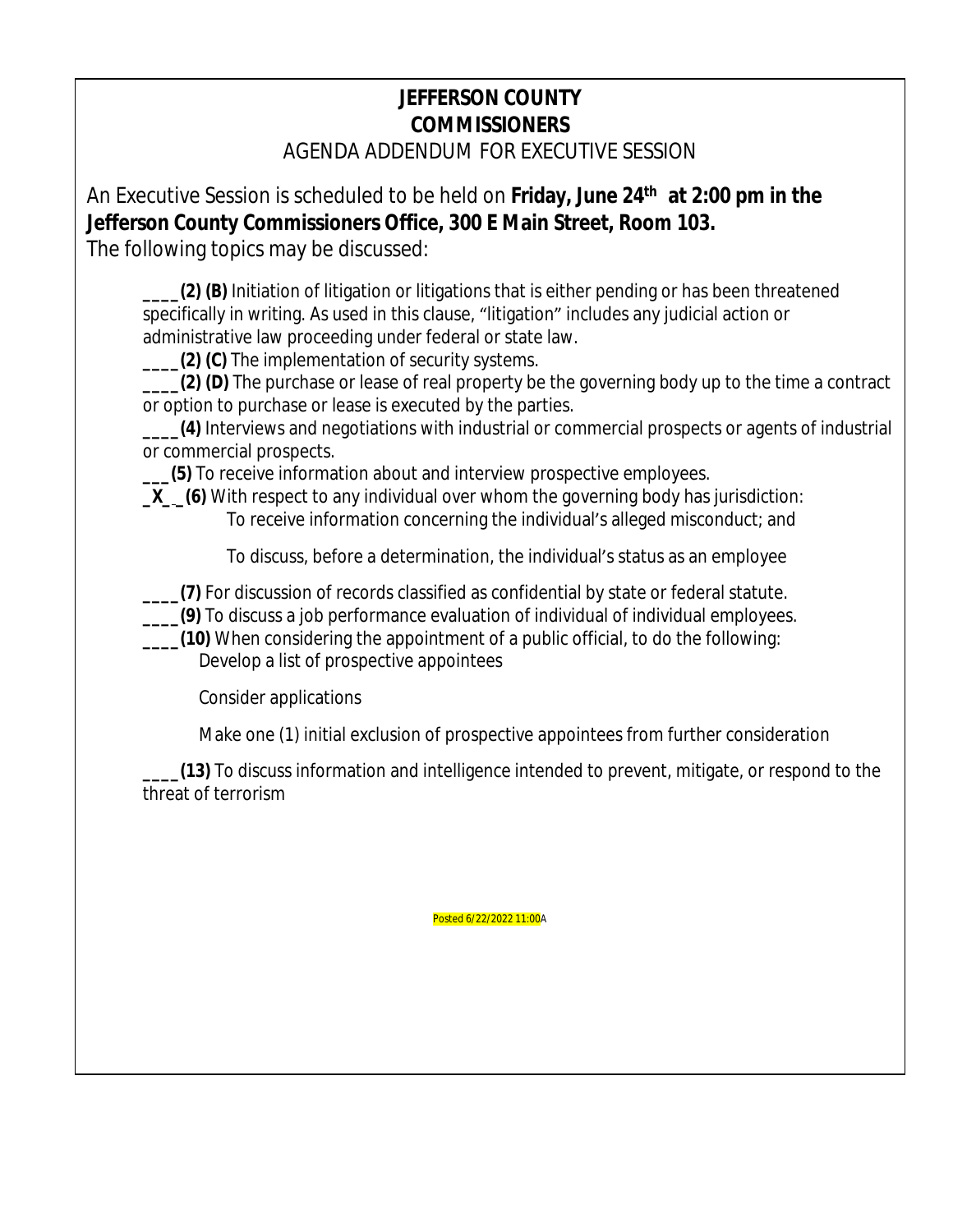# JEFFERSON COUNTY
# COMMISSIONERS

AGENDA ADDENDUM FOR EXECUTIVE SESSION

An Executive Session is scheduled to be held on **Friday, June 24th at 2:00 pm in the Jefferson County Commissioners Office, 300 E Main Street, Room 103.**

The following topics may be discussed:

____**(2) (B)** Initiation of litigation or litigations that is either pending or has been threatened specifically in writing. As used in this clause, "litigation" includes any judicial action or administrative law proceeding under federal or state law.

____**(2) (C)** The implementation of security systems.

____**(2) (D)** The purchase or lease of real property be the governing body up to the time a contract or option to purchase or lease is executed by the parties.

____**(4)** Interviews and negotiations with industrial or commercial prospects or agents of industrial or commercial prospects.

___**(5)** To receive information about and interview prospective employees.

_**X**__**(6)** With respect to any individual over whom the governing body has jurisdiction:

To receive information concerning the individual's alleged misconduct; and

To discuss, before a determination, the individual's status as an employee

____**(7)** For discussion of records classified as confidential by state or federal statute.

____**(9)** To discuss a job performance evaluation of individual of individual employees.

____**(10)** When considering the appointment of a public official, to do the following:

Develop a list of prospective appointees

Consider applications

Make one (1) initial exclusion of prospective appointees from further consideration

____**(13)** To discuss information and intelligence intended to prevent, mitigate, or respond to the threat of terrorism

Posted 6/22/2022 11:00A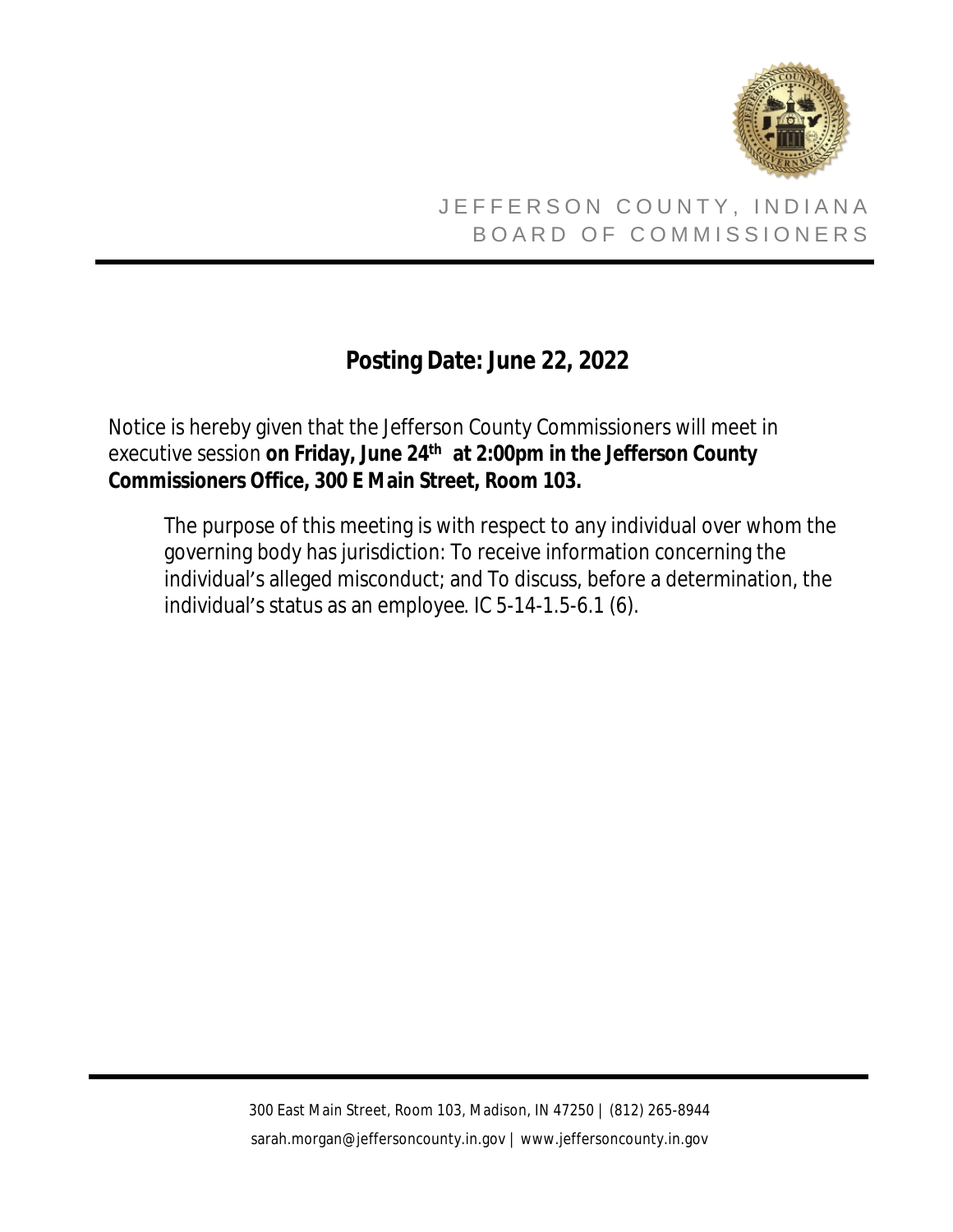JEFFERSON COUNTY, INDIANA
BOARD OF COMMISSIONERS

## Posting Date: June 22, 2022

Notice is hereby given that the Jefferson County Commissioners will meet in executive session **on Friday, June 24th at 2:00pm in the Jefferson County Commissioners Office, 300 E Main Street, Room 103.**

> The purpose of this meeting is with respect to any individual over whom the governing body has jurisdiction: To receive information concerning the individual's alleged misconduct; and To discuss, before a determination, the individual's status as an employee. IC 5-14-1.5-6.1 (6).

300 East Main Street, Room 103, Madison, IN 47250 | (812) 265-8944
sarah.morgan@jeffersoncounty.in.gov | www.jeffersoncounty.in.gov